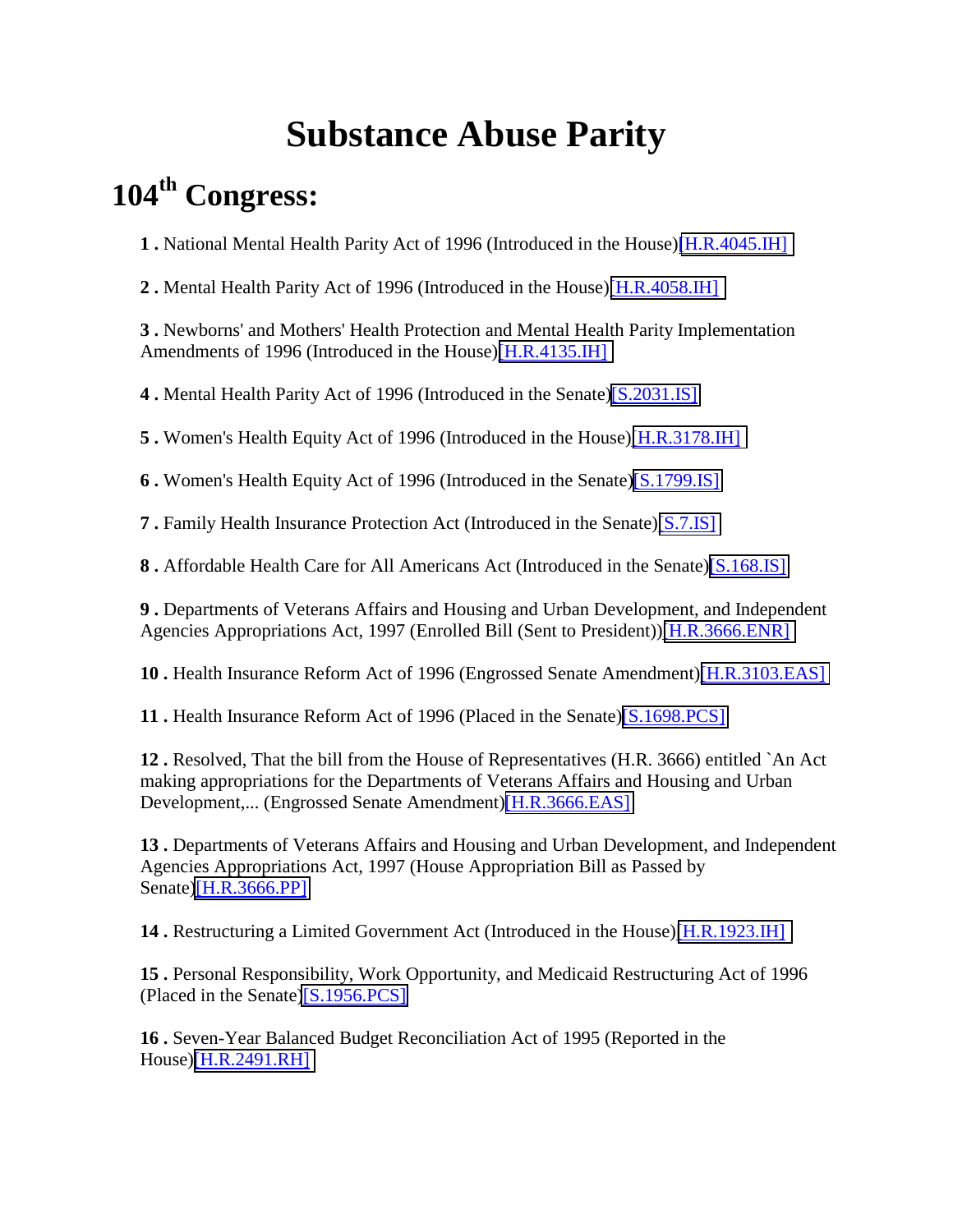# Substance Abuse Parity

## 104th Congress:

**1 .** National Mental Health Parity Act of 1996 (Introduced in the House)[H.R.4045.IH]

**2 .** Mental Health Parity Act of 1996 (Introduced in the House)[H.R.4058.IH]

**3 .** Newborns' and Mothers' Health Protection and Mental Health Parity Implementation Amendments of 1996 (Introduced in the House)[H.R.4135.IH]

**4 .** Mental Health Parity Act of 1996 (Introduced in the Senate)[S.2031.IS]

**5 .** Women's Health Equity Act of 1996 (Introduced in the House)[H.R.3178.IH]

**6 .** Women's Health Equity Act of 1996 (Introduced in the Senate)[S.1799.IS]

**7 .** Family Health Insurance Protection Act (Introduced in the Senate)[S.7.IS]

**8 .** Affordable Health Care for All Americans Act (Introduced in the Senate)[S.168.IS]

**9 .** Departments of Veterans Affairs and Housing and Urban Development, and Independent Agencies Appropriations Act, 1997 (Enrolled Bill (Sent to President))[H.R.3666.ENR]

**10 .** Health Insurance Reform Act of 1996 (Engrossed Senate Amendment)[H.R.3103.EAS]

**11 .** Health Insurance Reform Act of 1996 (Placed in the Senate)[S.1698.PCS]

**12 .** Resolved, That the bill from the House of Representatives (H.R. 3666) entitled `An Act making appropriations for the Departments of Veterans Affairs and Housing and Urban Development,... (Engrossed Senate Amendment)[H.R.3666.EAS]

**13 .** Departments of Veterans Affairs and Housing and Urban Development, and Independent Agencies Appropriations Act, 1997 (House Appropriation Bill as Passed by Senate)[H.R.3666.PP]

**14 .** Restructuring a Limited Government Act (Introduced in the House)[H.R.1923.IH]

**15 .** Personal Responsibility, Work Opportunity, and Medicaid Restructuring Act of 1996 (Placed in the Senate)[S.1956.PCS]

**16 .** Seven-Year Balanced Budget Reconciliation Act of 1995 (Reported in the House)[H.R.2491.RH]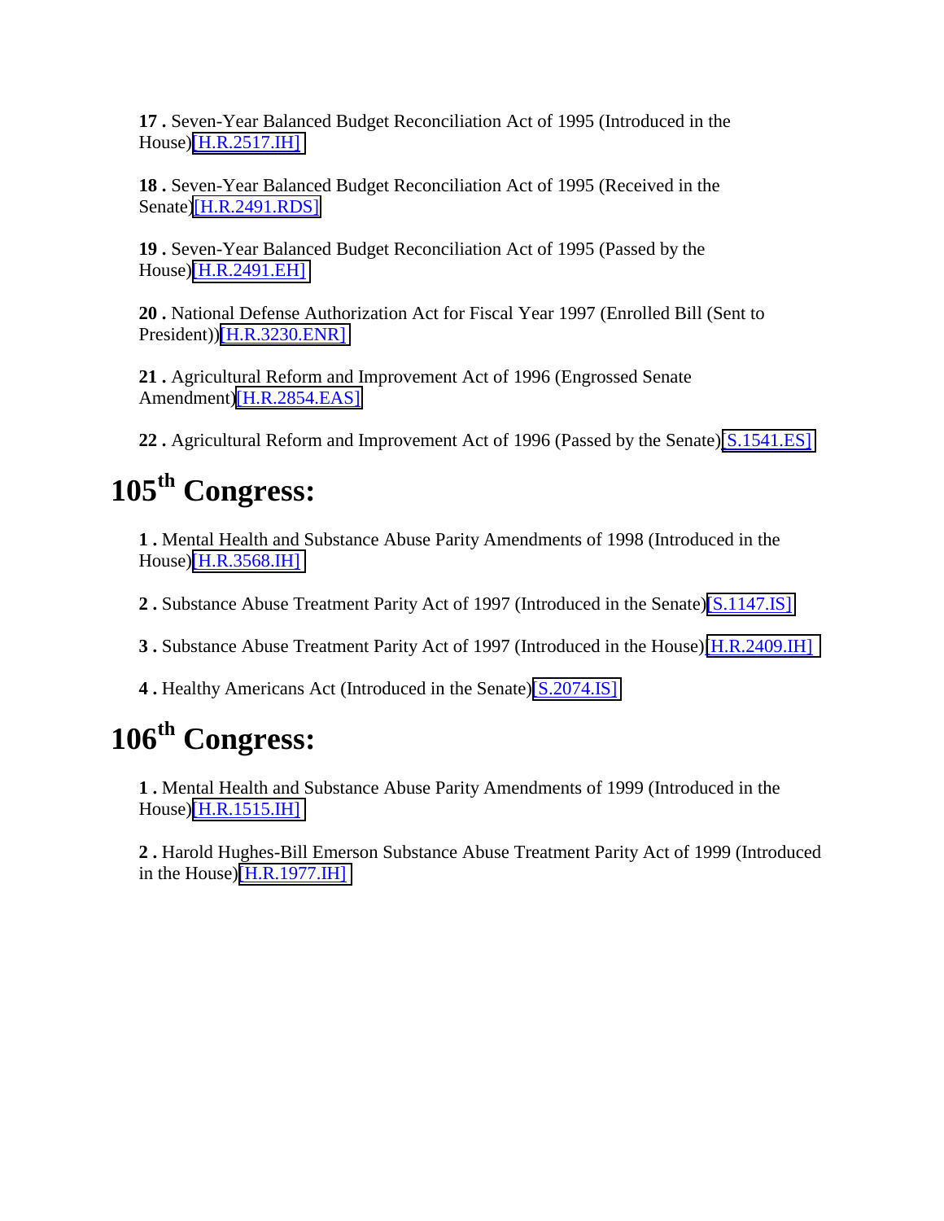**17 .** Seven-Year Balanced Budget Reconciliation Act of 1995 (Introduced in the House)[H.R.2517.IH]

**18 .** Seven-Year Balanced Budget Reconciliation Act of 1995 (Received in the Senate)[H.R.2491.RDS]

**19 .** Seven-Year Balanced Budget Reconciliation Act of 1995 (Passed by the House)[H.R.2491.EH]

**20 .** National Defense Authorization Act for Fiscal Year 1997 (Enrolled Bill (Sent to President))[H.R.3230.ENR]

**21 .** Agricultural Reform and Improvement Act of 1996 (Engrossed Senate Amendment)[H.R.2854.EAS]

**22 .** Agricultural Reform and Improvement Act of 1996 (Passed by the Senate)[S.1541.ES]

# 105th Congress:

**1 .** Mental Health and Substance Abuse Parity Amendments of 1998 (Introduced in the House)[H.R.3568.IH]

**2 .** Substance Abuse Treatment Parity Act of 1997 (Introduced in the Senate)[S.1147.IS]

**3 .** Substance Abuse Treatment Parity Act of 1997 (Introduced in the House)[H.R.2409.IH]

**4 .** Healthy Americans Act (Introduced in the Senate)[S.2074.IS]

# 106th Congress:

**1 .** Mental Health and Substance Abuse Parity Amendments of 1999 (Introduced in the House)[H.R.1515.IH]

**2 .** Harold Hughes-Bill Emerson Substance Abuse Treatment Parity Act of 1999 (Introduced in the House)[H.R.1977.IH]